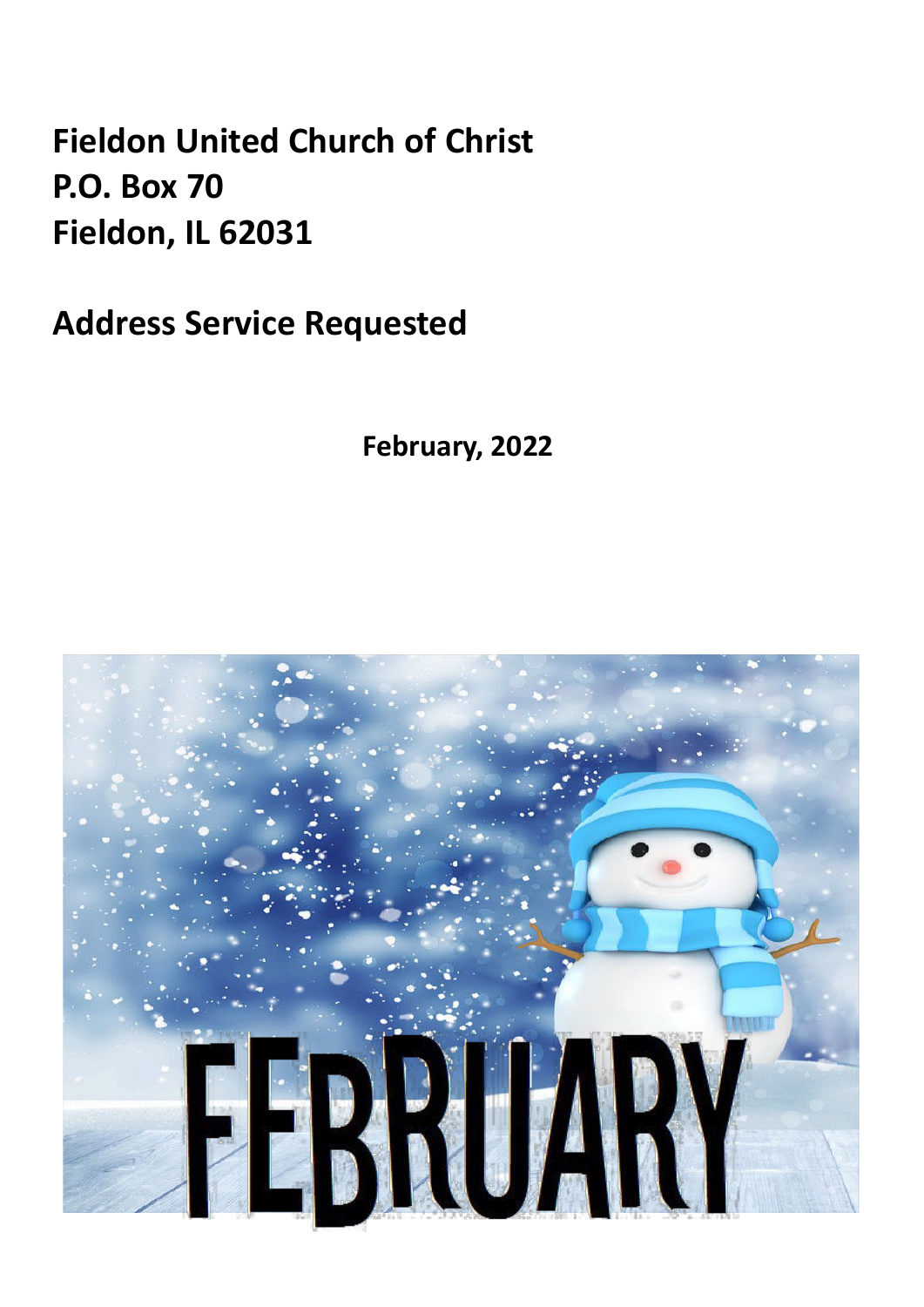**Fieldon United Church of Christ**
**P.O. Box 70**
**Fieldon, IL 62031**

**Address Service Requested**

**February, 2022**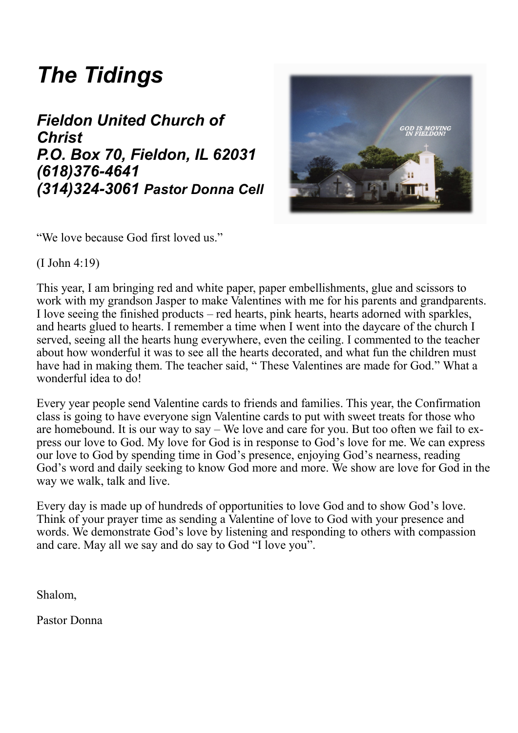# The Tidings

## Fieldon United Church of Christ
## P.O. Box 70, Fieldon, IL 62031
## (618)376-4641
## (314)324-3061 Pastor Donna Cell

"We love because God first loved us."

(I John 4:19)

This year, I am bringing red and white paper, paper embellishments, glue and scissors to work with my grandson Jasper to make Valentines with me for his parents and grandparents. I love seeing the finished products – red hearts, pink hearts, hearts adorned with sparkles, and hearts glued to hearts. I remember a time when I went into the daycare of the church I served, seeing all the hearts hung everywhere, even the ceiling. I commented to the teacher about how wonderful it was to see all the hearts decorated, and what fun the children must have had in making them. The teacher said, " These Valentines are made for God." What a wonderful idea to do!

Every year people send Valentine cards to friends and families. This year, the Confirmation class is going to have everyone sign Valentine cards to put with sweet treats for those who are homebound. It is our way to say – We love and care for you. But too often we fail to express our love to God. My love for God is in response to God's love for me. We can express our love to God by spending time in God's presence, enjoying God's nearness, reading God's word and daily seeking to know God more and more. We show are love for God in the way we walk, talk and live.

Every day is made up of hundreds of opportunities to love God and to show God's love. Think of your prayer time as sending a Valentine of love to God with your presence and words. We demonstrate God's love by listening and responding to others with compassion and care. May all we say and do say to God "I love you".

Shalom,

Pastor Donna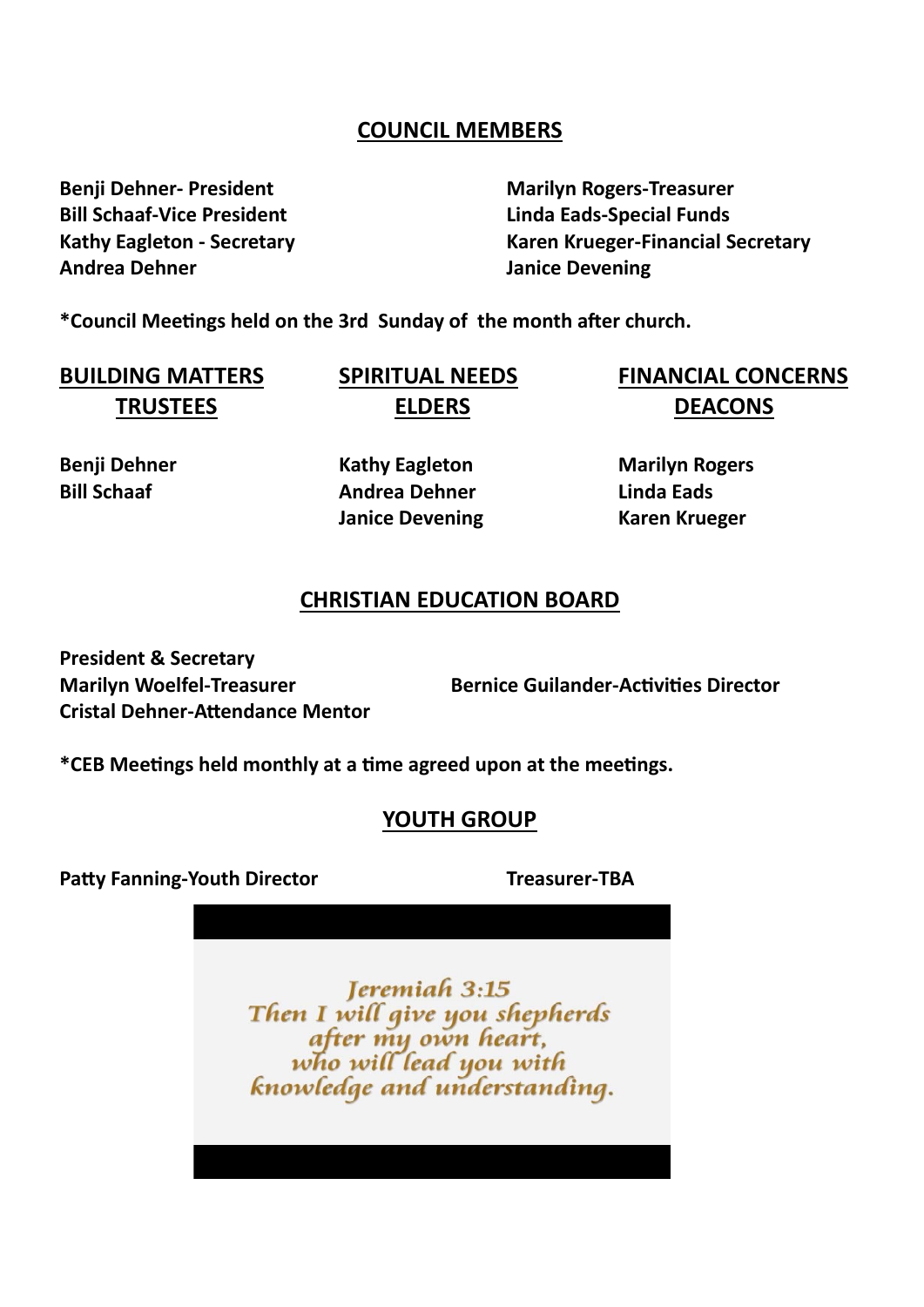## COUNCIL MEMBERS

**Benji Dehner- President**
**Bill Schaaf-Vice President**
**Kathy Eagleton - Secretary**
**Andrea Dehner**
**Marilyn Rogers-Treasurer**
**Linda Eads-Special Funds**
**Karen Krueger-Financial Secretary**
**Janice Devening**

***Council Meetings held on the 3rd Sunday of the month after church.**

| BUILDING MATTERS TRUSTEES | SPIRITUAL NEEDS ELDERS | FINANCIAL CONCERNS DEACONS |
|---|---|---|
| **Benji Dehner** | **Kathy Eagleton** | **Marilyn Rogers** |
| **Bill Schaaf** | **Andrea Dehner** | **Linda Eads** |
| | **Janice Devening** | **Karen Krueger** |

## CHRISTIAN EDUCATION BOARD

**President & Secretary**
**Marilyn Woelfel-Treasurer**
**Bernice Guilander-Activities Director**
**Cristal Dehner-Attendance Mentor**

***CEB Meetings held monthly at a time agreed upon at the meetings.**

## YOUTH GROUP

**Patty Fanning-Youth Director**
**Treasurer-TBA**

*Jeremiah 3:15*
*Then I will give you shepherds after my own heart, who will lead you with knowledge and understanding.*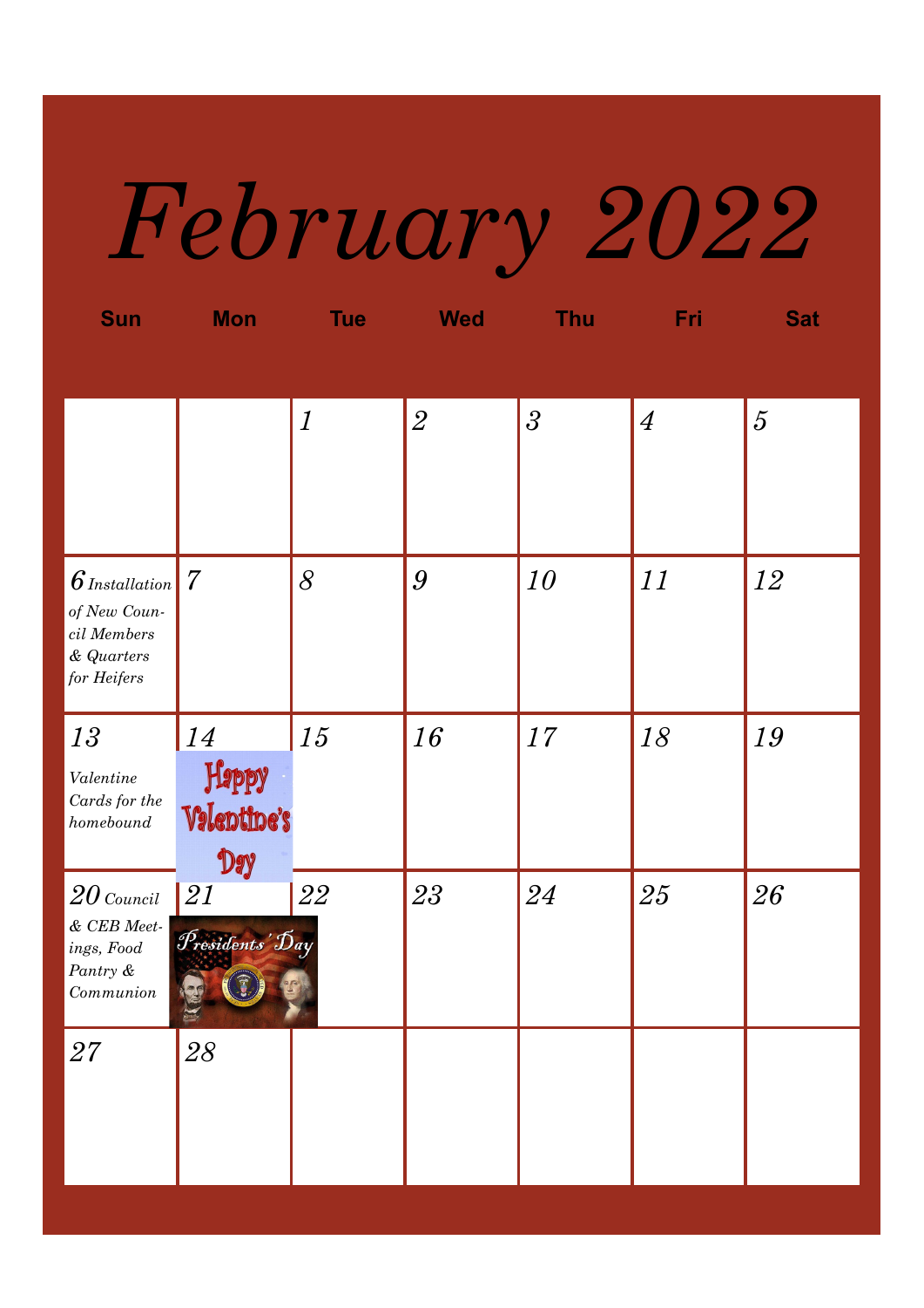# February 2022

| Sun | Mon | Tue | Wed | Thu | Fri | Sat |
|---|---|---|---|---|---|---|
| | | 1 | 2 | 3 | 4 | 5 |
| 6 *Installation of New Council Members & Quarters for Heifers* | 7 | 8 | 9 | 10 | 11 | 12 |
| 13 *Valentine Cards for the homebound* | 14 Happy Valentine's Day | 15 | 16 | 17 | 18 | 19 |
| 20 *Council & CEB Meetings, Food Pantry & Communion* | 21 Presidents' Day | 22 | 23 | 24 | 25 | 26 |
| 27 | 28 | | | | | |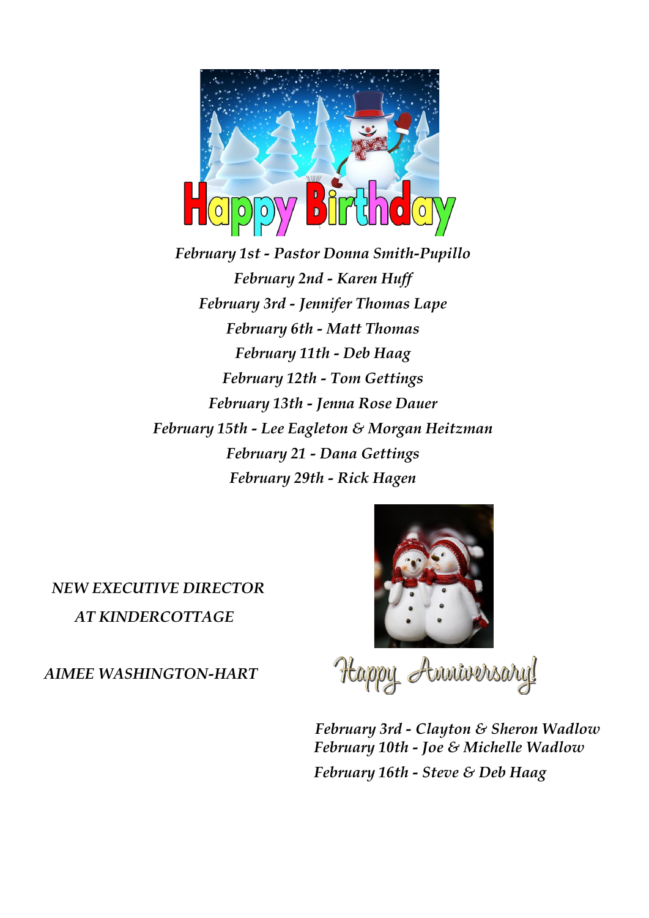# Happy Birthday

*February 1st - Pastor Donna Smith-Pupillo*
*February 2nd - Karen Huff*
*February 3rd - Jennifer Thomas Lape*
*February 6th - Matt Thomas*
*February 11th - Deb Haag*
*February 12th - Tom Gettings*
*February 13th - Jenna Rose Dauer*
*February 15th - Lee Eagleton & Morgan Heitzman*
*February 21 - Dana Gettings*
*February 29th - Rick Hagen*

***NEW EXECUTIVE DIRECTOR AT KINDERCOTTAGE***

***AIMEE WASHINGTON-HART***

# Happy Anniversary!

*February 3rd - Clayton & Sheron Wadlow*
*February 10th - Joe & Michelle Wadlow*
*February 16th - Steve & Deb Haag*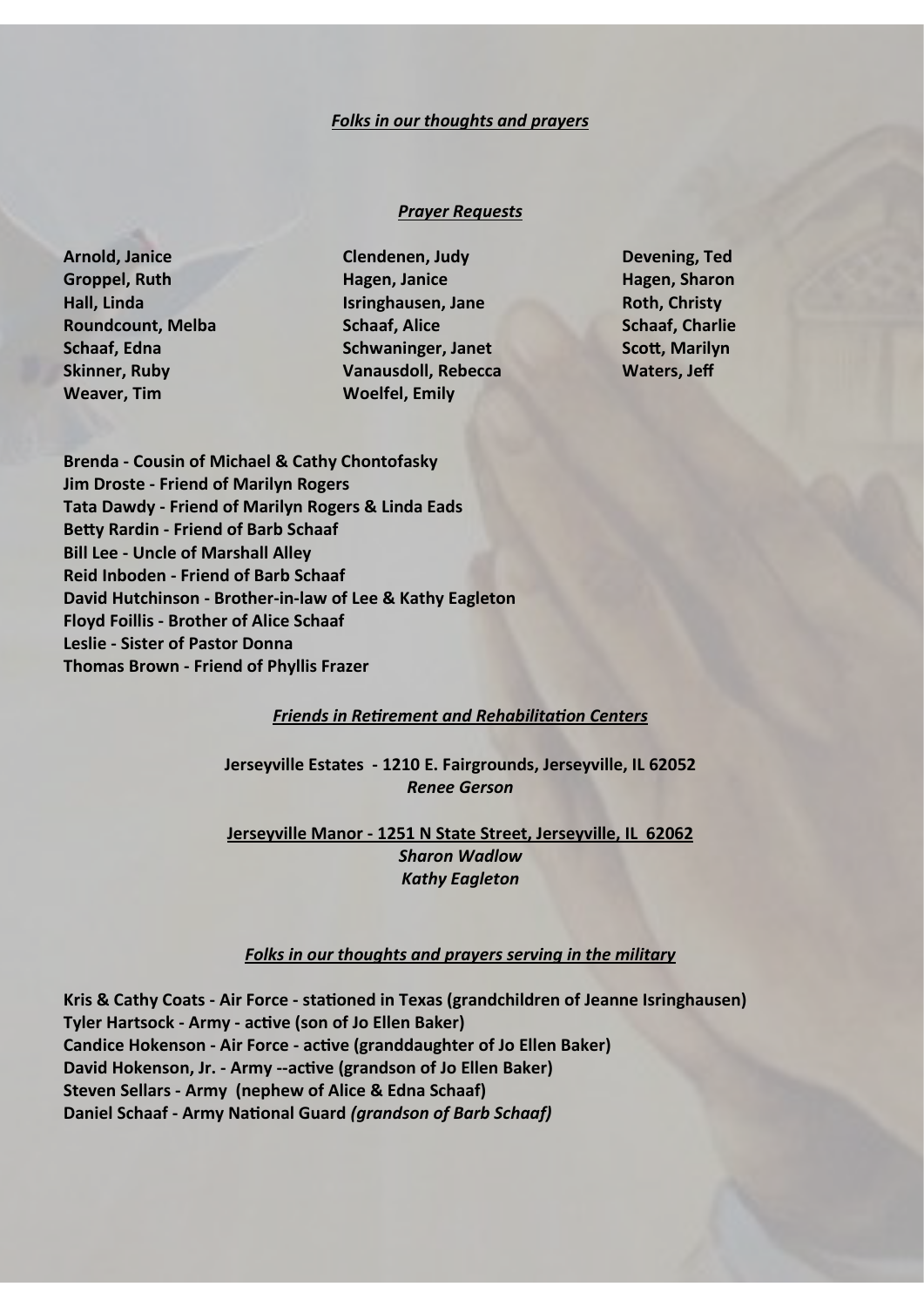***Folks in our thoughts and prayers***

***Prayer Requests***

**Arnold, Janice**
**Clendenen, Judy**
**Devening, Ted**
**Groppel, Ruth**
**Hagen, Janice**
**Hagen, Sharon**
**Hall, Linda**
**Isringhausen, Jane**
**Roth, Christy**
**Roundcount, Melba**
**Schaaf, Alice**
**Schaaf, Charlie**
**Schaaf, Edna**
**Schwaninger, Janet**
**Scott, Marilyn**
**Skinner, Ruby**
**Vanausdoll, Rebecca**
**Waters, Jeff**
**Weaver, Tim**
**Woelfel, Emily**

**Brenda - Cousin of Michael & Cathy Chontofasky**
**Jim Droste - Friend of Marilyn Rogers**
**Tata Dawdy - Friend of Marilyn Rogers & Linda Eads**
**Betty Rardin - Friend of Barb Schaaf**
**Bill Lee - Uncle of Marshall Alley**
**Reid Inboden - Friend of Barb Schaaf**
**David Hutchinson - Brother-in-law of Lee & Kathy Eagleton**
**Floyd Foillis - Brother of Alice Schaaf**
**Leslie - Sister of Pastor Donna**
**Thomas Brown - Friend of Phyllis Frazer**

***Friends in Retirement and Rehabilitation Centers***

**Jerseyville Estates - 1210 E. Fairgrounds, Jerseyville, IL 62052**
***Renee Gerson***

**Jerseyville Manor - 1251 N State Street, Jerseyville, IL 62062**
***Sharon Wadlow***
***Kathy Eagleton***

***Folks in our thoughts and prayers serving in the military***

**Kris & Cathy Coats - Air Force - stationed in Texas (grandchildren of Jeanne Isringhausen)**
**Tyler Hartsock - Army - active (son of Jo Ellen Baker)**
**Candice Hokenson - Air Force - active (granddaughter of Jo Ellen Baker)**
**David Hokenson, Jr. - Army --active (grandson of Jo Ellen Baker)**
**Steven Sellars - Army (nephew of Alice & Edna Schaaf)**
**Daniel Schaaf - Army National Guard *(grandson of Barb Schaaf)***